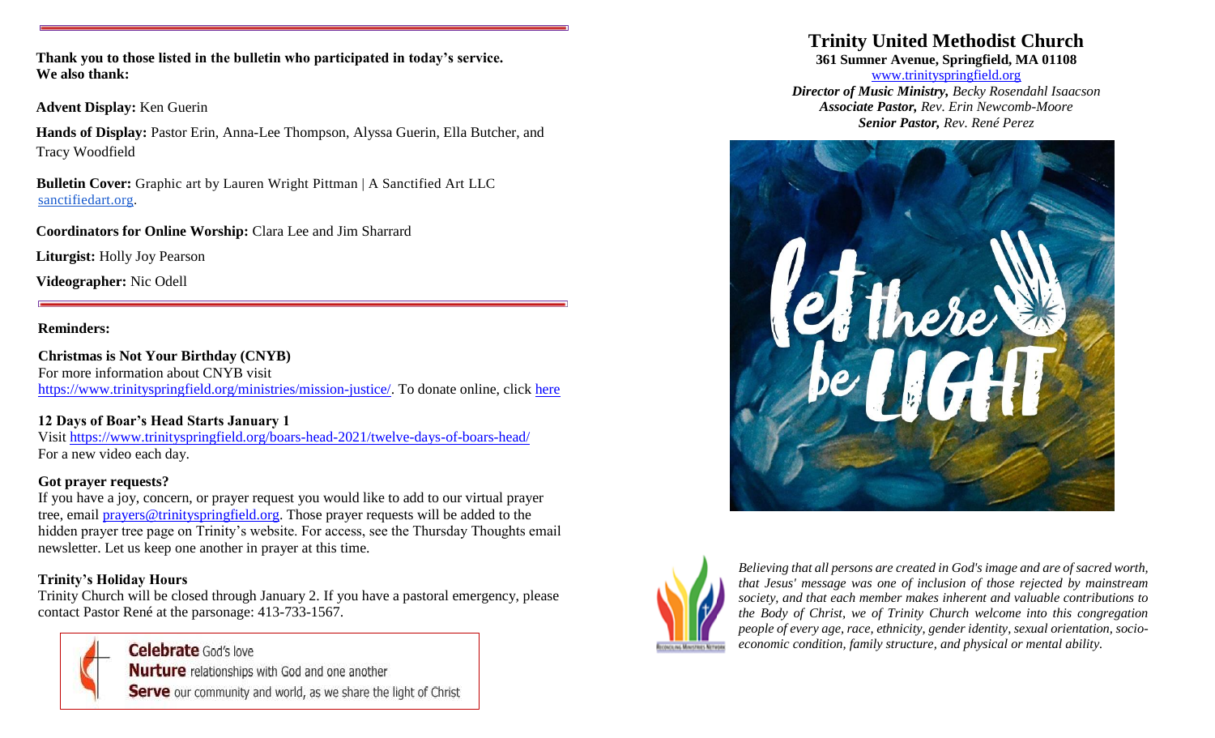**Thank you to those listed in the bulletin who participated in today's service. We also thank:**

**Advent Display:** Ken Guerin

**Hands of Display:** Pastor Erin, Anna-Lee Thompson, Alyssa Guerin, Ella Butcher, and Tracy Woodfield

**Bulletin Cover:** Graphic art by Lauren Wright Pittman | A Sanctified Art LLC sanctifiedart.org.

**Coordinators for Online Worship:** Clara Lee and Jim Sharrard

**Liturgist:** Holly Joy Pearson

**Videographer:** Nic Odell

**Reminders:**

**Christmas is Not Your Birthday (CNYB)**
For more information about CNYB visit https://www.trinityspringfield.org/ministries/mission-justice/. To donate online, click here

**12 Days of Boar's Head Starts January 1**
Visit https://www.trinityspringfield.org/boars-head-2021/twelve-days-of-boars-head/
For a new video each day.

**Got prayer requests?**
If you have a joy, concern, or prayer request you would like to add to our virtual prayer tree, email prayers@trinityspringfield.org. Those prayer requests will be added to the hidden prayer tree page on Trinity's website. For access, see the Thursday Thoughts email newsletter. Let us keep one another in prayer at this time.

**Trinity's Holiday Hours**
Trinity Church will be closed through January 2. If you have a pastoral emergency, please contact Pastor René at the parsonage: 413-733-1567.

**Celebrate** God's love
**Nurture** relationships with God and one another
**Serve** our community and world, as we share the light of Christ

# Trinity United Methodist Church

**361 Sumner Avenue, Springfield, MA 01108**
www.trinityspringfield.org
***Director of Music Ministry,*** *Becky Rosendahl Isaacson*
***Associate Pastor,*** *Rev. Erin Newcomb-Moore*
***Senior Pastor,*** *Rev. René Perez*

*Believing that all persons are created in God's image and are of sacred worth, that Jesus' message was one of inclusion of those rejected by mainstream society, and that each member makes inherent and valuable contributions to the Body of Christ, we of Trinity Church welcome into this congregation people of every age, race, ethnicity, gender identity, sexual orientation, socio-economic condition, family structure, and physical or mental ability.*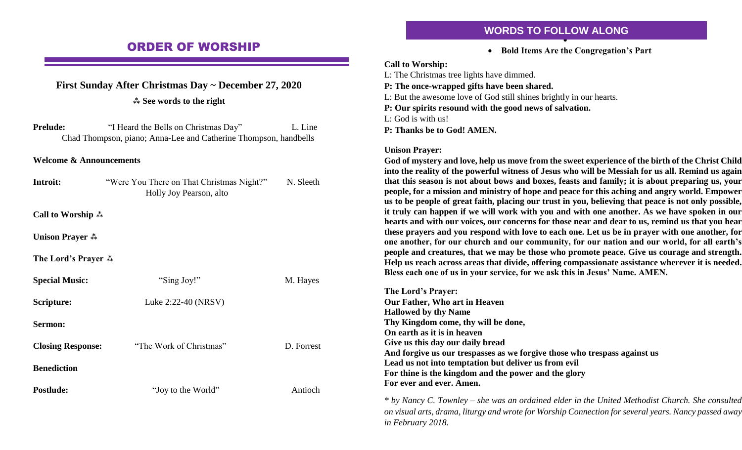## ORDER OF WORSHIP

### First Sunday After Christmas Day ~ December 27, 2020

⁂ **See words to the right**

**Prelude:** "I Heard the Bells on Christmas Day" L. Line
Chad Thompson, piano; Anna-Lee and Catherine Thompson, handbells

**Welcome & Announcements**

**Introit:** "Were You There on That Christmas Night?" N. Sleeth
Holly Joy Pearson, alto

**Call to Worship** ⁂

**Unison Prayer** ⁂

**The Lord's Prayer** ⁂

**Special Music:** "Sing Joy!" M. Hayes

**Scripture:** Luke 2:22-40 (NRSV)

**Sermon:**

**Closing Response:** "The Work of Christmas" D. Forrest

**Benediction**

**Postlude:** "Joy to the World" Antioch

## WORDS TO FOLLOW ALONG

- **Bold Items Are the Congregation's Part**

**Call to Worship:**

L: The Christmas tree lights have dimmed.

**P: The once-wrapped gifts have been shared.**

L: But the awesome love of God still shines brightly in our hearts.

**P: Our spirits resound with the good news of salvation.**

L: God is with us!

**P: Thanks be to God! AMEN.**

**Unison Prayer:**

**God of mystery and love, help us move from the sweet experience of the birth of the Christ Child into the reality of the powerful witness of Jesus who will be Messiah for us all. Remind us again that this season is not about bows and boxes, feasts and family; it is about preparing us, your people, for a mission and ministry of hope and peace for this aching and angry world. Empower us to be people of great faith, placing our trust in you, believing that peace is not only possible, it truly can happen if we will work with you and with one another. As we have spoken in our hearts and with our voices, our concerns for those near and dear to us, remind us that you hear these prayers and you respond with love to each one. Let us be in prayer with one another, for one another, for our church and our community, for our nation and our world, for all earth's people and creatures, that we may be those who promote peace. Give us courage and strength. Help us reach across areas that divide, offering compassionate assistance wherever it is needed. Bless each one of us in your service, for we ask this in Jesus' Name. AMEN.**

**The Lord's Prayer:**

**Our Father, Who art in Heaven**
**Hallowed by thy Name**
**Thy Kingdom come, thy will be done,**
**On earth as it is in heaven**
**Give us this day our daily bread**
**And forgive us our trespasses as we forgive those who trespass against us**
**Lead us not into temptation but deliver us from evil**
**For thine is the kingdom and the power and the glory**
**For ever and ever. Amen.**

*\* by Nancy C. Townley – she was an ordained elder in the United Methodist Church. She consulted on visual arts, drama, liturgy and wrote for Worship Connection for several years. Nancy passed away in February 2018.*